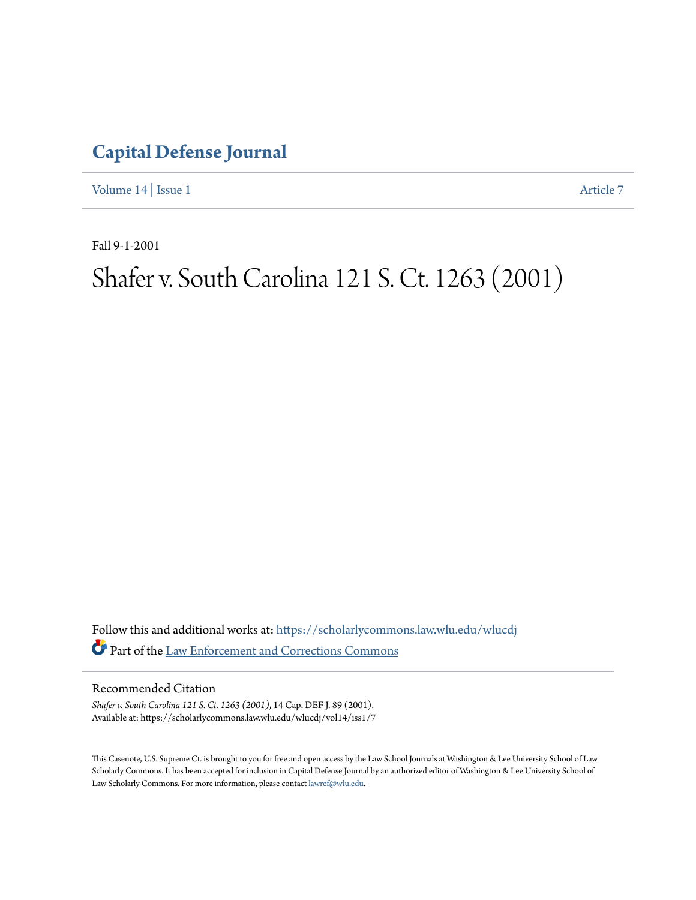# Capital Defense Journal

Volume 14 | Issue 1 Article 7

Fall 9-1-2001

# Shafer v. South Carolina 121 S. Ct. 1263 (2001)

Follow this and additional works at: https://scholarlycommons.law.wlu.edu/wlucdj

Part of the Law Enforcement and Corrections Commons

## Recommended Citation

*Shafer v. South Carolina 121 S. Ct. 1263 (2001)*, 14 Cap. DEF J. 89 (2001).
Available at: https://scholarlycommons.law.wlu.edu/wlucdj/vol14/iss1/7

This Casenote, U.S. Supreme Ct. is brought to you for free and open access by the Law School Journals at Washington & Lee University School of Law Scholarly Commons. It has been accepted for inclusion in Capital Defense Journal by an authorized editor of Washington & Lee University School of Law Scholarly Commons. For more information, please contact lawref@wlu.edu.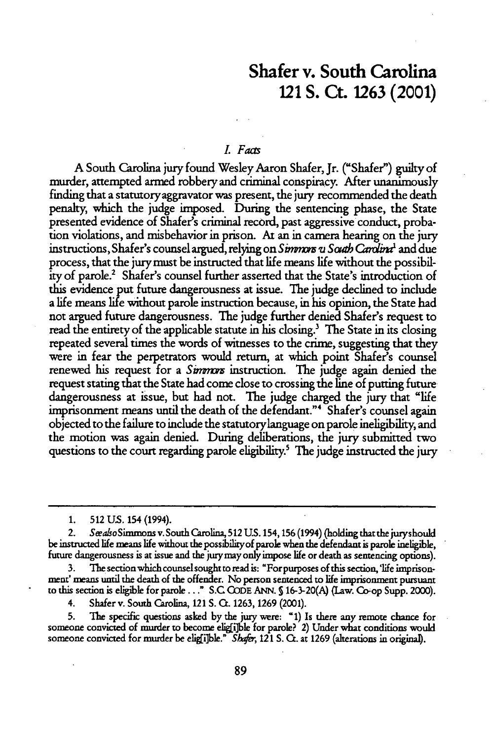# Shafer v. South Carolina 121 S. Ct. 1263 (2001)

## I. Facts

A South Carolina jury found Wesley Aaron Shafer, Jr. ("Shafer") guilty of murder, attempted armed robbery and criminal conspiracy. After unanimously finding that a statutory aggravator was present, the jury recommended the death penalty, which the judge imposed. During the sentencing phase, the State presented evidence of Shafer's criminal record, past aggressive conduct, probation violations, and misbehavior in prison. At an in camera hearing on the jury instructions, Shafer's counsel argued, relying on *Simmons v. South Carolina*[1] and due process, that the jury must be instructed that life means life without the possibility of parole.[2] Shafer's counsel further asserted that the State's introduction of this evidence put future dangerousness at issue. The judge declined to include a life means life without parole instruction because, in his opinion, the State had not argued future dangerousness. The judge further denied Shafer's request to read the entirety of the applicable statute in his closing.[3] The State in its closing repeated several times the words of witnesses to the crime, suggesting that they were in fear the perpetrators would return, at which point Shafer's counsel renewed his request for a *Simmons* instruction. The judge again denied the request stating that the State had come close to crossing the line of putting future dangerousness at issue, but had not. The judge charged the jury that "life imprisonment means until the death of the defendant."[4] Shafer's counsel again objected to the failure to include the statutory language on parole ineligibility, and the motion was again denied. During deliberations, the jury submitted two questions to the court regarding parole eligibility.[5] The judge instructed the jury

---

1. 512 U.S. 154 (1994).

2. *See also* Simmons v. South Carolina, 512 U.S. 154, 156 (1994) (holding that the jury should be instructed life means life without the possibility of parole when the defendant is parole ineligible, future dangerousness is at issue and the jury may only impose life or death as sentencing options).

3. The section which counsel sought to read is: "For purposes of this section, 'life imprisonment' means until the death of the offender. No person sentenced to life imprisonment pursuant to this section is eligible for parole . . ." S.C. CODE ANN. § 16-3-20(A) (Law. Co-op Supp. 2000).

4. Shafer v. South Carolina, 121 S. Ct. 1263, 1269 (2001).

5. The specific questions asked by the jury were: "1) Is there any remote chance for someone convicted of murder to become elig[i]ble for parole? 2) Under what conditions would someone convicted for murder be elig[i]ble." *Shafer*, 121 S. Ct. at 1269 (alterations in original).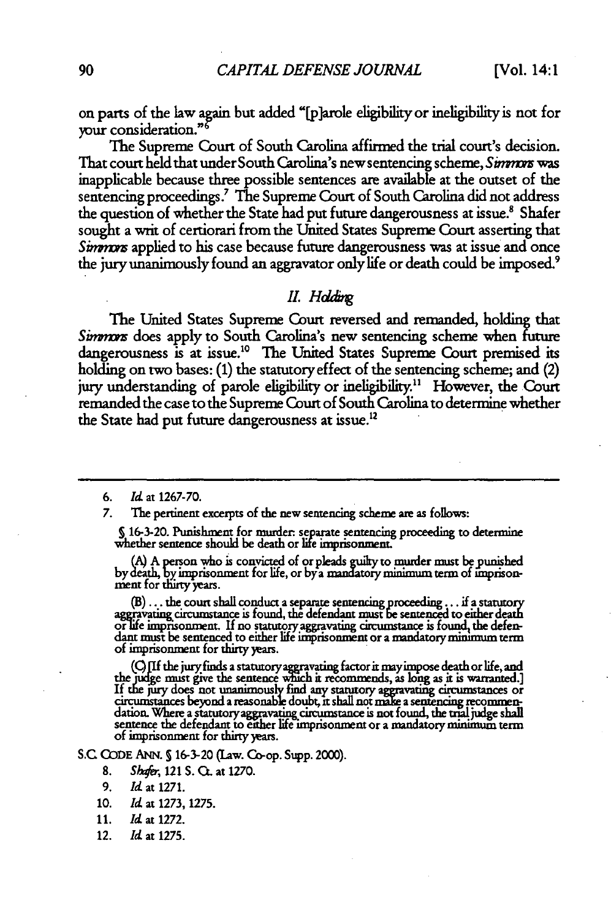on parts of the law again but added "[p]arole eligibility or ineligibility is not for your consideration."[6]

The Supreme Court of South Carolina affirmed the trial court's decision. That court held that under South Carolina's new sentencing scheme, *Simmons* was inapplicable because three possible sentences are available at the outset of the sentencing proceedings.[7] The Supreme Court of South Carolina did not address the question of whether the State had put future dangerousness at issue.[8] Shafer sought a writ of certiorari from the United States Supreme Court asserting that *Simmons* applied to his case because future dangerousness was at issue and once the jury unanimously found an aggravator only life or death could be imposed.[9]

## II. Holding

The United States Supreme Court reversed and remanded, holding that *Simmons* does apply to South Carolina's new sentencing scheme when future dangerousness is at issue.[10] The United States Supreme Court premised its holding on two bases: (1) the statutory effect of the sentencing scheme; and (2) jury understanding of parole eligibility or ineligibility.[11] However, the Court remanded the case to the Supreme Court of South Carolina to determine whether the State had put future dangerousness at issue.[12]

---

6. *Id.* at 1267-70.

7. The pertinent excerpts of the new sentencing scheme are as follows:

> § 16-3-20. Punishment for murder: separate sentencing proceeding to determine whether sentence should be death or life imprisonment.
>
> (A) A person who is convicted of or pleads guilty to murder must be punished by death, by imprisonment for life, or by a mandatory minimum term of imprisonment for thirty years.
>
> (B) . . . the court shall conduct a separate sentencing proceeding . . . if a statutory aggravating circumstance is found, the defendant must be sentenced to either death or life imprisonment. If no statutory aggravating circumstance is found, the defendant must be sentenced to either life imprisonment or a mandatory minimum term of imprisonment for thirty years.
>
> (C) [If the jury finds a statutory aggravating factor it may impose death or life, and the judge must give the sentence which it recommends, as long as it is warranted.] If the jury does not unanimously find any statutory aggravating circumstances or circumstances beyond a reasonable doubt, it shall not make a sentencing recommendation. Where a statutory aggravating circumstance is not found, the trial judge shall sentence the defendant to either life imprisonment or a mandatory minimum term of imprisonment for thirty years.

S.C. CODE ANN. § 16-3-20 (Law. Co-op. Supp. 2000).

8. *Shafer*, 121 S. Ct. at 1270.

9. *Id.* at 1271.

10. *Id.* at 1273, 1275.

11. *Id.* at 1272.

12. *Id.* at 1275.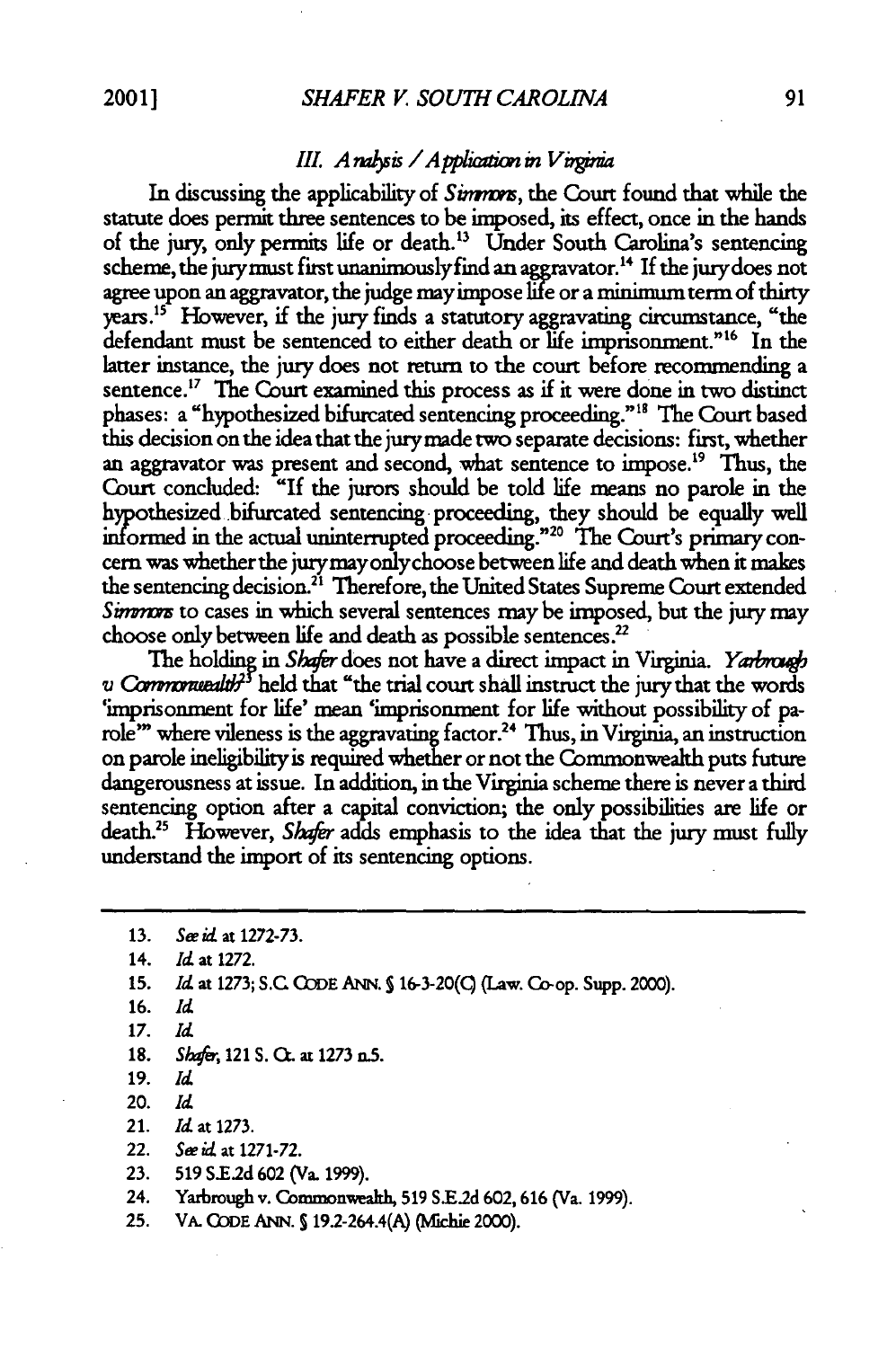### *III. Analysis / Application in Virginia*

In discussing the applicability of *Simmons*, the Court found that while the statute does permit three sentences to be imposed, its effect, once in the hands of the jury, only permits life or death.[13] Under South Carolina's sentencing scheme, the jury must first unanimously find an aggravator.[14] If the jury does not agree upon an aggravator, the judge may impose life or a minimum term of thirty years.[15] However, if the jury finds a statutory aggravating circumstance, "the defendant must be sentenced to either death or life imprisonment."[16] In the latter instance, the jury does not return to the court before recommending a sentence.[17] The Court examined this process as if it were done in two distinct phases: a "hypothesized bifurcated sentencing proceeding."[18] The Court based this decision on the idea that the jury made two separate decisions: first, whether an aggravator was present and second, what sentence to impose.[19] Thus, the Court concluded: "If the jurors should be told life means no parole in the hypothesized bifurcated sentencing proceeding, they should be equally well informed in the actual uninterrupted proceeding."[20] The Court's primary concern was whether the jury may only choose between life and death when it makes the sentencing decision.[21] Therefore, the United States Supreme Court extended *Simmons* to cases in which several sentences may be imposed, but the jury may choose only between life and death as possible sentences.[22]

The holding in *Shafer* does not have a direct impact in Virginia. *Yarbrough v. Commonwealth*[23] held that "the trial court shall instruct the jury that the words 'imprisonment for life' mean 'imprisonment for life without possibility of parole'" where vileness is the aggravating factor.[24] Thus, in Virginia, an instruction on parole ineligibility is required whether or not the Commonwealth puts future dangerousness at issue. In addition, in the Virginia scheme there is never a third sentencing option after a capital conviction; the only possibilities are life or death.[25] However, *Shafer* adds emphasis to the idea that the jury must fully understand the import of its sentencing options.

---

13. *See id.* at 1272-73.
14. *Id.* at 1272.
15. *Id.* at 1273; S.C. CODE ANN. § 16-3-20(C) (Law. Co-op. Supp. 2000).
16. *Id.*
17. *Id.*
18. *Shafer*, 121 S. Ct. at 1273 n.5.
19. *Id.*
20. *Id.*
21. *Id.* at 1273.
22. *See id.* at 1271-72.
23. 519 S.E.2d 602 (Va. 1999).
24. Yarbrough v. Commonwealth, 519 S.E.2d 602, 616 (Va. 1999).
25. VA. CODE ANN. § 19.2-264.4(A) (Michie 2000).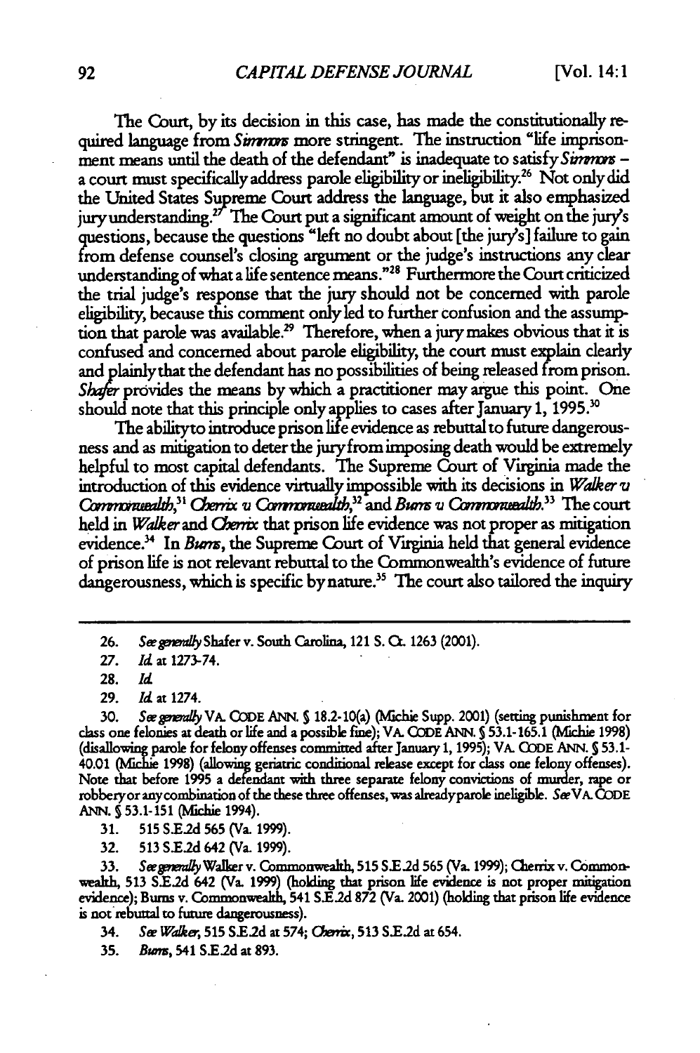The Court, by its decision in this case, has made the constitutionally required language from *Simmons* more stringent. The instruction "life imprisonment means until the death of the defendant" is inadequate to satisfy *Simmons* – a court must specifically address parole eligibility or ineligibility.[26] Not only did the United States Supreme Court address the language, but it also emphasized jury understanding.[27] The Court put a significant amount of weight on the jury's questions, because the questions "left no doubt about [the jury's] failure to gain from defense counsel's closing argument or the judge's instructions any clear understanding of what a life sentence means."[28] Furthermore the Court criticized the trial judge's response that the jury should not be concerned with parole eligibility, because this comment only led to further confusion and the assumption that parole was available.[29] Therefore, when a jury makes obvious that it is confused and concerned about parole eligibility, the court must explain clearly and plainly that the defendant has no possibilities of being released from prison. *Shafer* provides the means by which a practitioner may argue this point. One should note that this principle only applies to cases after January 1, 1995.[30]

The ability to introduce prison life evidence as rebuttal to future dangerousness and as mitigation to deter the jury from imposing death would be extremely helpful to most capital defendants. The Supreme Court of Virginia made the introduction of this evidence virtually impossible with its decisions in *Walker v. Commonwealth*,[31] *Cherrix v. Commonwealth*,[32] and *Burns v. Commonwealth*.[33] The court held in *Walker* and *Cherrix* that prison life evidence was not proper as mitigation evidence.[34] In *Burns*, the Supreme Court of Virginia held that general evidence of prison life is not relevant rebuttal to the Commonwealth's evidence of future dangerousness, which is specific by nature.[35] The court also tailored the inquiry

---

26. *See generally* Shafer v. South Carolina, 121 S. Ct. 1263 (2001).

27. *Id.* at 1273-74.

28. *Id.*

29. *Id.* at 1274.

30. *See generally* VA. CODE ANN. § 18.2-10(a) (Michie Supp. 2001) (setting punishment for class one felonies at death or life and a possible fine); VA. CODE ANN. § 53.1-165.1 (Michie 1998) (disallowing parole for felony offenses committed after January 1, 1995); VA. CODE ANN. § 53.1-40.01 (Michie 1998) (allowing geriatric conditional release except for class one felony offenses). Note that before 1995 a defendant with three separate felony convictions of murder, rape or robbery or any combination of the these three offenses, was already parole ineligible. *See* VA. CODE ANN. § 53.1-151 (Michie 1994).

31. 515 S.E.2d 565 (Va. 1999).

32. 513 S.E.2d 642 (Va. 1999).

33. *See generally* Walker v. Commonwealth, 515 S.E.2d 565 (Va. 1999); Cherrix v. Commonwealth, 513 S.E.2d 642 (Va. 1999) (holding that prison life evidence is not proper mitigation evidence); Burns v. Commonwealth, 541 S.E.2d 872 (Va. 2001) (holding that prison life evidence is not rebuttal to future dangerousness).

34. *See Walker*, 515 S.E.2d at 574; *Cherrix*, 513 S.E.2d at 654.

35. *Burns*, 541 S.E.2d at 893.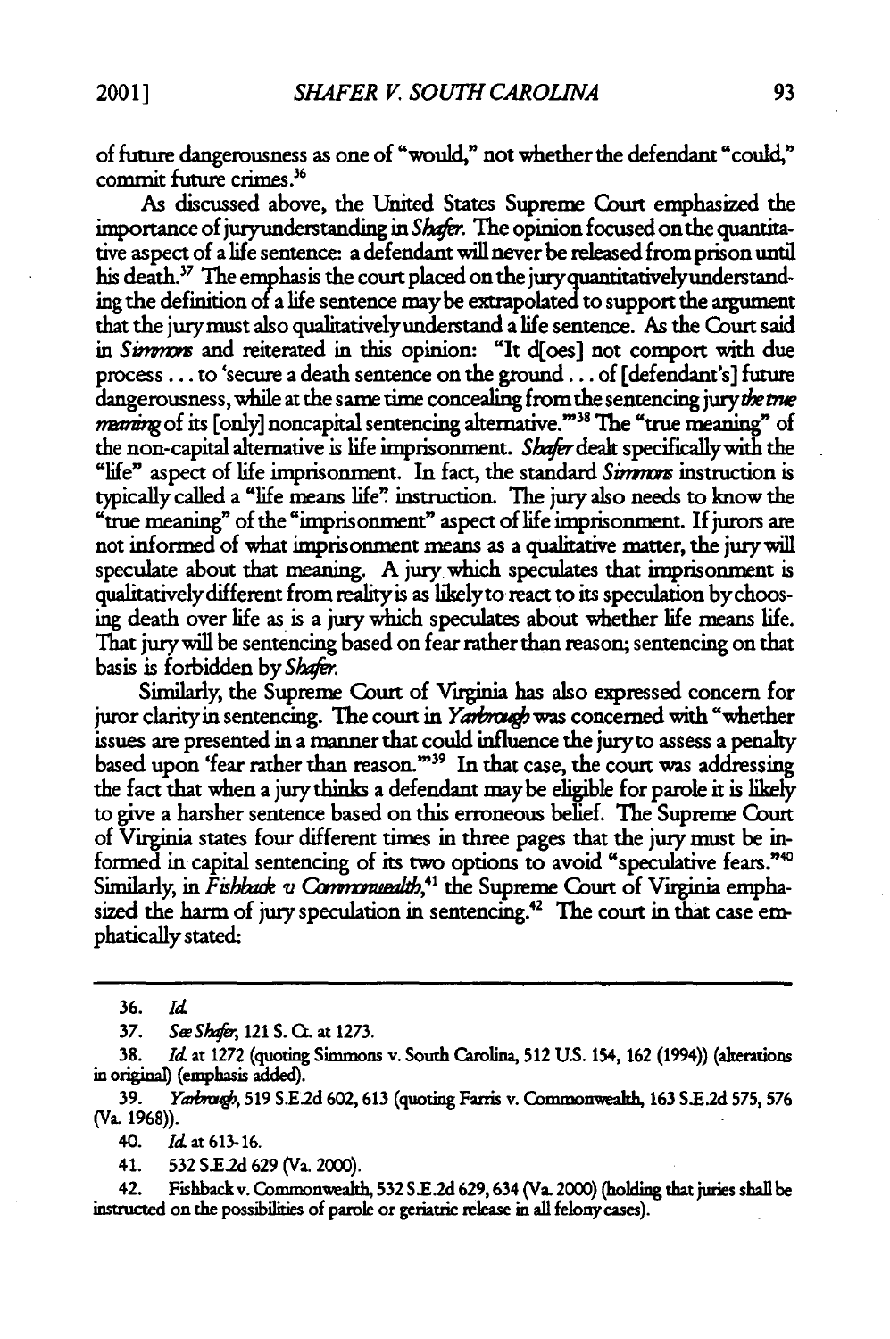of future dangerousness as one of "would," not whether the defendant "could," commit future crimes.[36]

As discussed above, the United States Supreme Court emphasized the importance of jury understanding in *Shafer*. The opinion focused on the quantitative aspect of a life sentence: a defendant will never be released from prison until his death.[37] The emphasis the court placed on the jury quantitatively understanding the definition of a life sentence may be extrapolated to support the argument that the jury must also qualitatively understand a life sentence. As the Court said in *Simmons* and reiterated in this opinion: "It d[oes] not comport with due process . . . to 'secure a death sentence on the ground . . . of [defendant's] future dangerousness, while at the same time concealing from the sentencing jury *the true meaning* of its [only] noncapital sentencing alternative.'"[38] The "true meaning" of the non-capital alternative is life imprisonment. *Shafer* dealt specifically with the "life" aspect of life imprisonment. In fact, the standard *Simmons* instruction is typically called a "life means life" instruction. The jury also needs to know the "true meaning" of the "imprisonment" aspect of life imprisonment. If jurors are not informed of what imprisonment means as a qualitative matter, the jury will speculate about that meaning. A jury which speculates that imprisonment is qualitatively different from reality is as likely to react to its speculation by choosing death over life as is a jury which speculates about whether life means life. That jury will be sentencing based on fear rather than reason; sentencing on that basis is forbidden by *Shafer*.

Similarly, the Supreme Court of Virginia has also expressed concern for juror clarity in sentencing. The court in *Yarbrough* was concerned with "whether issues are presented in a manner that could influence the jury to assess a penalty based upon 'fear rather than reason.'"[39] In that case, the court was addressing the fact that when a jury thinks a defendant may be eligible for parole it is likely to give a harsher sentence based on this erroneous belief. The Supreme Court of Virginia states four different times in three pages that the jury must be informed in capital sentencing of its two options to avoid "speculative fears."[40] Similarly, in *Fishback v. Commonwealth*,[41] the Supreme Court of Virginia emphasized the harm of jury speculation in sentencing.[42] The court in that case emphatically stated:

---

36. *Id.*

37. *See Shafer*, 121 S. Ct. at 1273.

38. *Id.* at 1272 (quoting Simmons v. South Carolina, 512 U.S. 154, 162 (1994)) (alterations in original) (emphasis added).

39. *Yarbrough*, 519 S.E.2d 602, 613 (quoting Farris v. Commonwealth, 163 S.E.2d 575, 576 (Va. 1968)).

40. *Id.* at 613-16.

41. 532 S.E.2d 629 (Va. 2000).

42. Fishback v. Commonwealth, 532 S.E.2d 629, 634 (Va. 2000) (holding that juries shall be instructed on the possibilities of parole or geriatric release in all felony cases).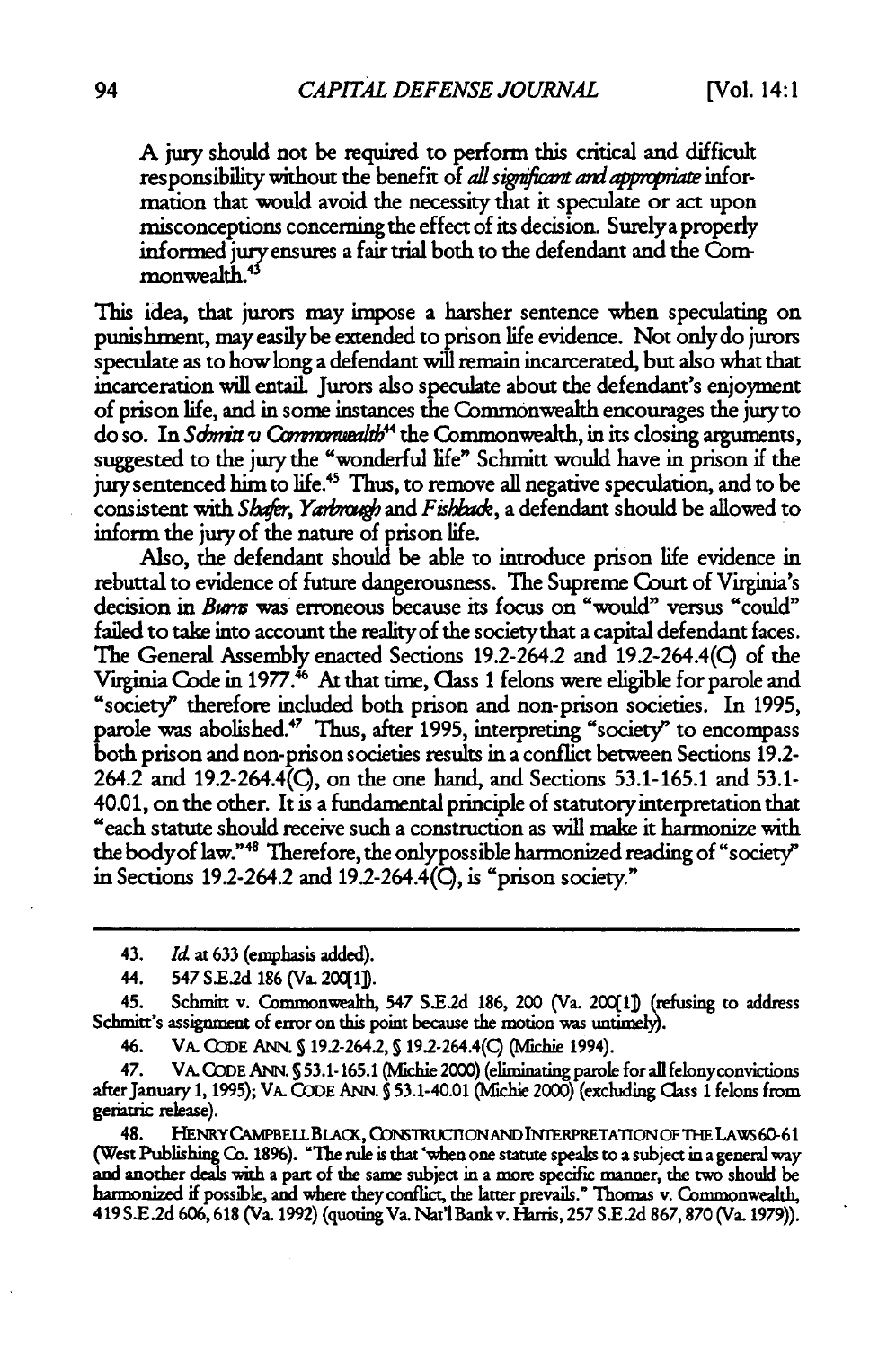> A jury should not be required to perform this critical and difficult responsibility without the benefit of *all significant and appropriate* information that would avoid the necessity that it speculate or act upon misconceptions concerning the effect of its decision. Surely a properly informed jury ensures a fair trial both to the defendant and the Commonwealth.[43]

This idea, that jurors may impose a harsher sentence when speculating on punishment, may easily be extended to prison life evidence. Not only do jurors speculate as to how long a defendant will remain incarcerated, but also what that incarceration will entail. Jurors also speculate about the defendant's enjoyment of prison life, and in some instances the Commonwealth encourages the jury to do so. In *Schmitt v. Commonwealth*[44] the Commonwealth, in its closing arguments, suggested to the jury the "wonderful life" Schmitt would have in prison if the jury sentenced him to life.[45] Thus, to remove all negative speculation, and to be consistent with *Shafer*, *Yarbrough* and *Fishback*, a defendant should be allowed to inform the jury of the nature of prison life.

Also, the defendant should be able to introduce prison life evidence in rebuttal to evidence of future dangerousness. The Supreme Court of Virginia's decision in *Burns* was erroneous because its focus on "would" versus "could" failed to take into account the reality of the society that a capital defendant faces. The General Assembly enacted Sections 19.2-264.2 and 19.2-264.4(C) of the Virginia Code in 1977.[46] At that time, Class 1 felons were eligible for parole and "society" therefore included both prison and non-prison societies. In 1995, parole was abolished.[47] Thus, after 1995, interpreting "society" to encompass both prison and non-prison societies results in a conflict between Sections 19.2-264.2 and 19.2-264.4(C), on the one hand, and Sections 53.1-165.1 and 53.1-40.01, on the other. It is a fundamental principle of statutory interpretation that "each statute should receive such a construction as will make it harmonize with the body of law."[48] Therefore, the only possible harmonized reading of "society" in Sections 19.2-264.2 and 19.2-264.4(C), is "prison society."

---

43. *Id.* at 633 (emphasis added).

44. 547 S.E.2d 186 (Va. 200[1]).

45. Schmitt v. Commonwealth, 547 S.E.2d 186, 200 (Va. 200[1]) (refusing to address Schmitt's assignment of error on this point because the motion was untimely).

46. VA. CODE ANN. § 19.2-264.2, § 19.2-264.4(C) (Michie 1994).

47. VA. CODE ANN. § 53.1-165.1 (Michie 2000) (eliminating parole for all felony convictions after January 1, 1995); VA. CODE ANN. § 53.1-40.01 (Michie 2000) (excluding Class 1 felons from geriatric release).

48. HENRY CAMPBELL BLACK, CONSTRUCTION AND INTERPRETATION OF THE LAWS 60-61 (West Publishing Co. 1896). "The rule is that 'when one statute speaks to a subject in a general way and another deals with a part of the same subject in a more specific manner, the two should be harmonized if possible, and where they conflict, the latter prevails." Thomas v. Commonwealth, 419 S.E.2d 606, 618 (Va. 1992) (quoting Va. Nat'l Bank v. Harris, 257 S.E.2d 867, 870 (Va. 1979)).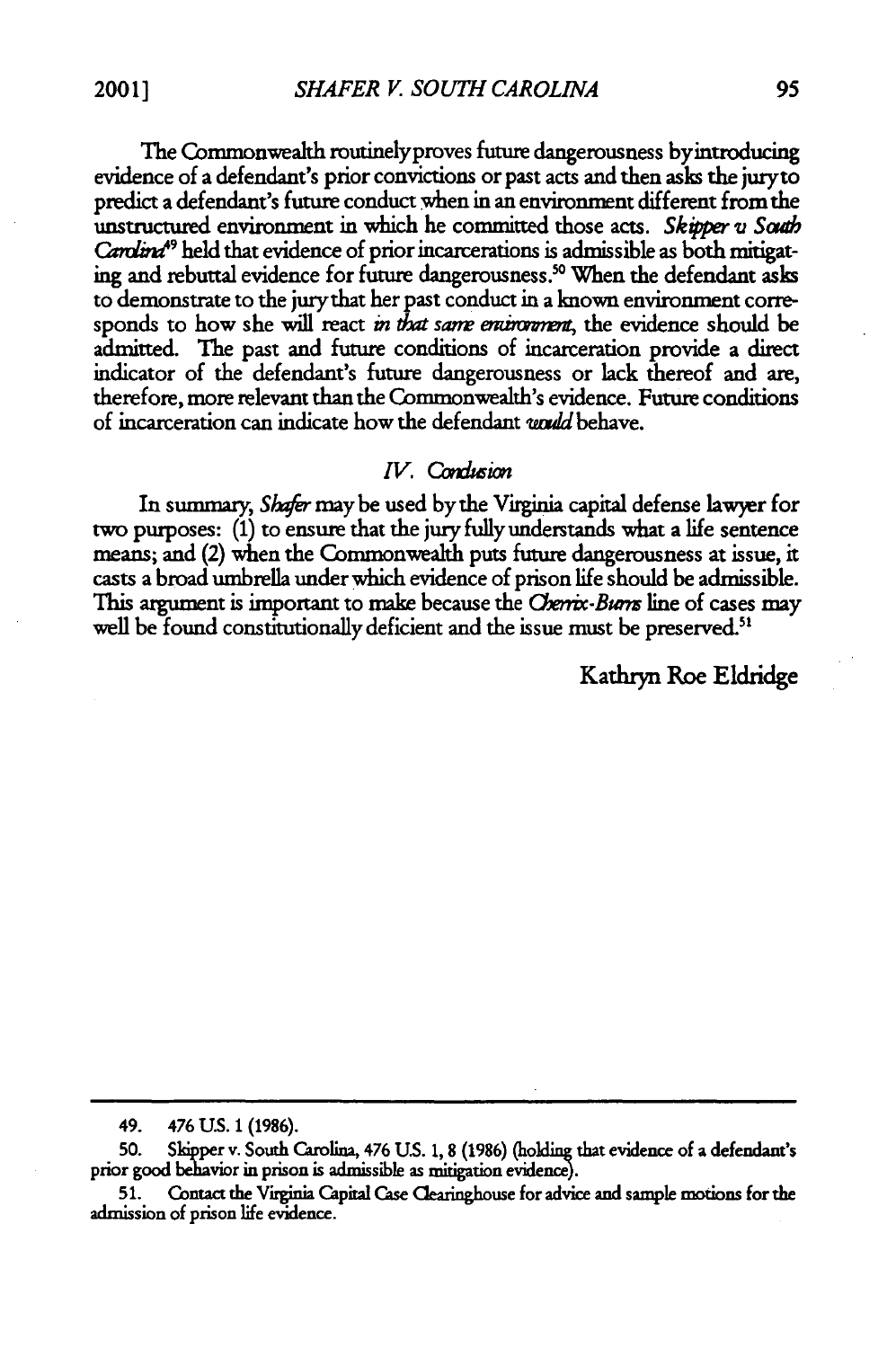The Commonwealth routinely proves future dangerousness by introducing evidence of a defendant's prior convictions or past acts and then asks the jury to predict a defendant's future conduct when in an environment different from the unstructured environment in which he committed those acts. *Skipper v South Carolina*[49] held that evidence of prior incarcerations is admissible as both mitigating and rebuttal evidence for future dangerousness.[50] When the defendant asks to demonstrate to the jury that her past conduct in a known environment corresponds to how she will react *in that same environment*, the evidence should be admitted. The past and future conditions of incarceration provide a direct indicator of the defendant's future dangerousness or lack thereof and are, therefore, more relevant than the Commonwealth's evidence. Future conditions of incarceration can indicate how the defendant *would* behave.

## *IV. Conclusion*

In summary, *Shafer* may be used by the Virginia capital defense lawyer for two purposes: (1) to ensure that the jury fully understands what a life sentence means; and (2) when the Commonwealth puts future dangerousness at issue, it casts a broad umbrella under which evidence of prison life should be admissible. This argument is important to make because the *Cherrix-Burns* line of cases may well be found constitutionally deficient and the issue must be preserved.[51]

Kathryn Roe Eldridge

---

49. 476 U.S. 1 (1986).

50. Skipper v. South Carolina, 476 U.S. 1, 8 (1986) (holding that evidence of a defendant's prior good behavior in prison is admissible as mitigation evidence).

51. Contact the Virginia Capital Case Clearinghouse for advice and sample motions for the admission of prison life evidence.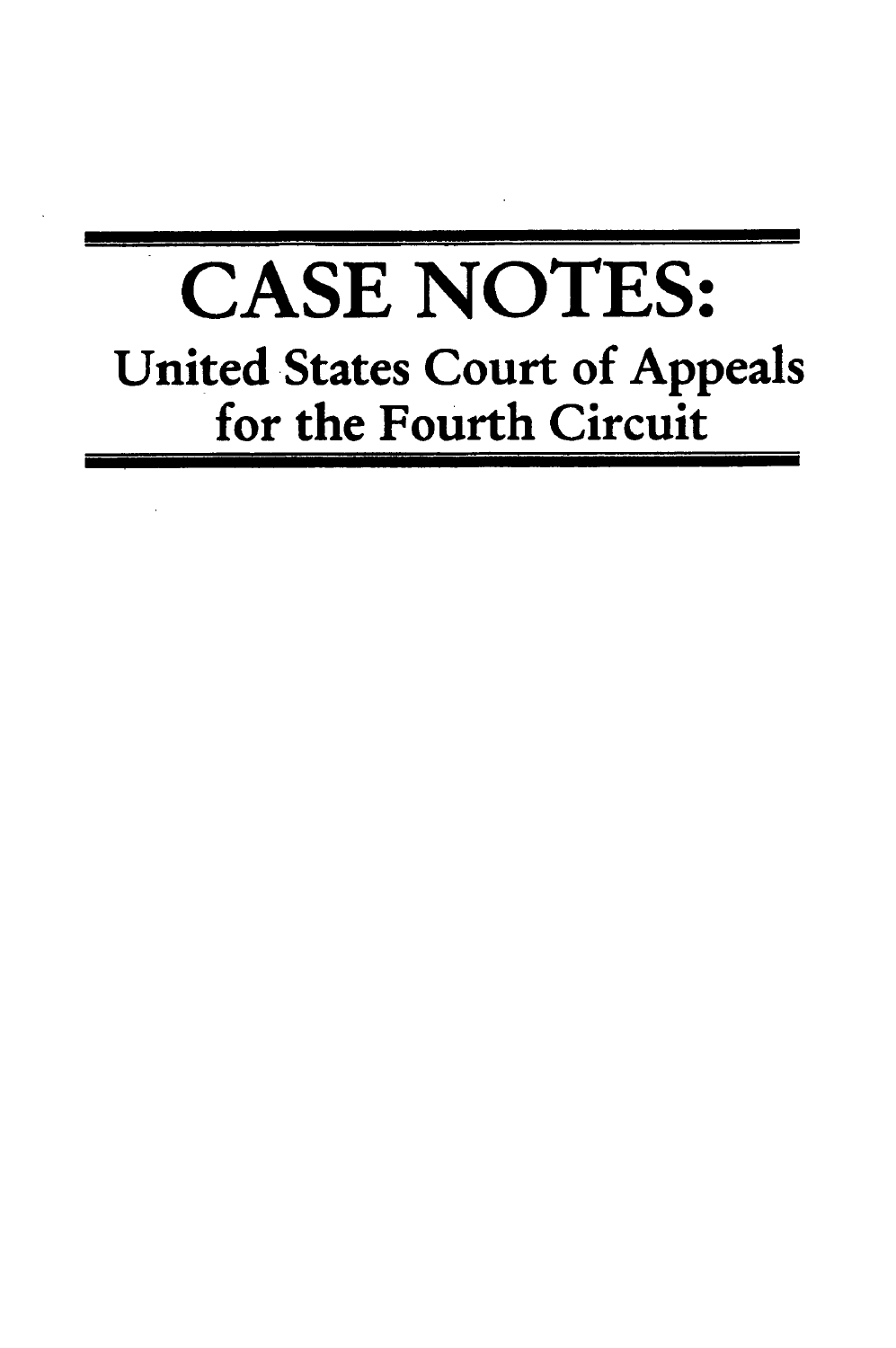# CASE NOTES:

## United States Court of Appeals for the Fourth Circuit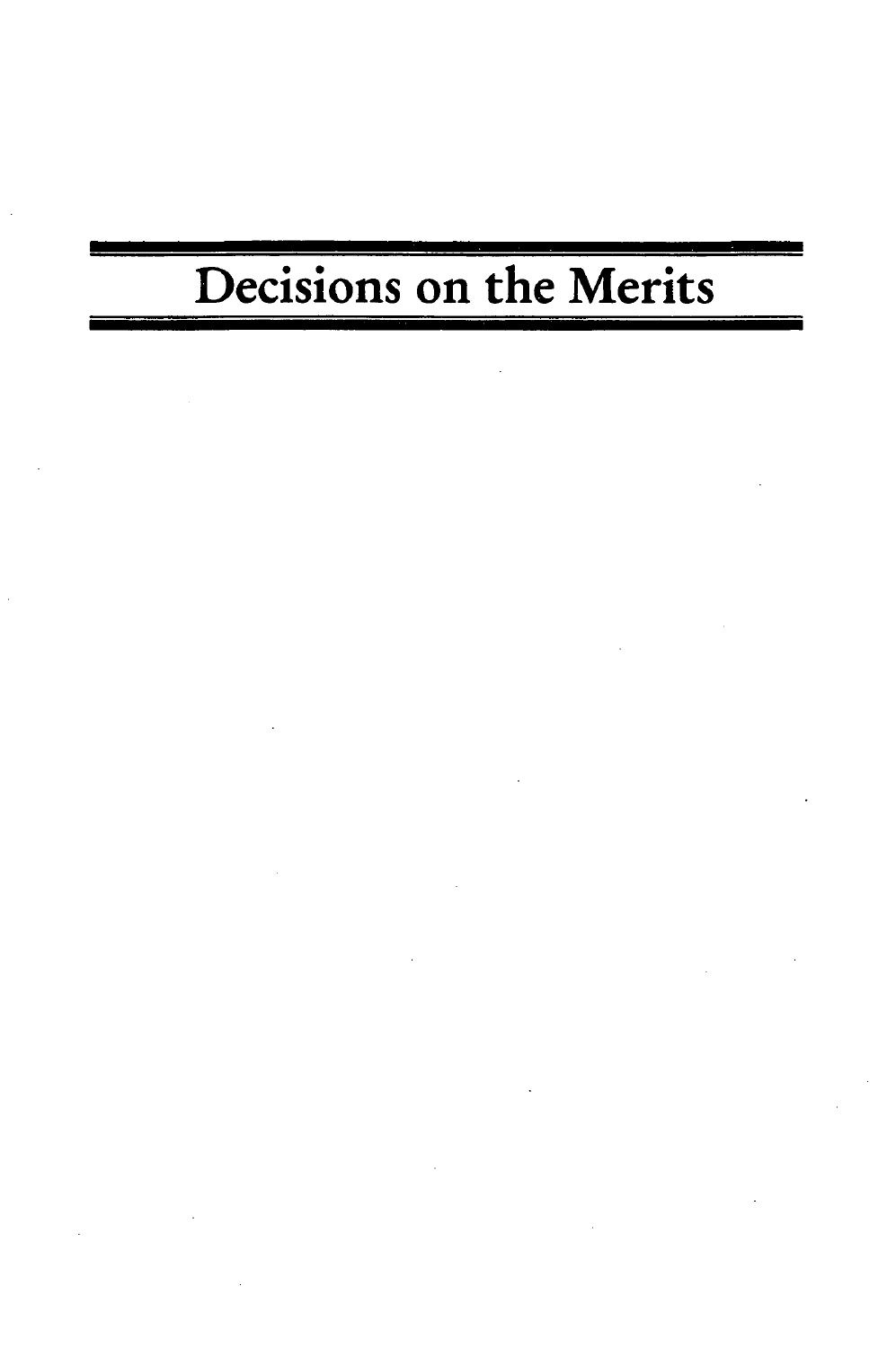# Decisions on the Merits